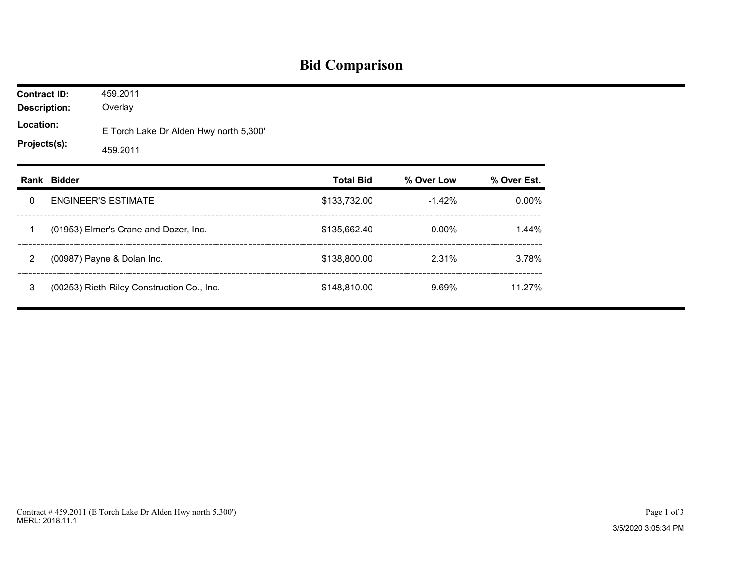# Bid Comparison

**Contract ID:** 459.2011
**Description:** Overlay
**Location:** E Torch Lake Dr Alden Hwy north 5,300'
**Projects(s):** 459.2011

| Rank | Bidder | Total Bid | % Over Low | % Over Est. |
|---|---|---|---|---|
| 0 | ENGINEER'S ESTIMATE | $133,732.00 | -1.42% | 0.00% |
| 1 | (01953) Elmer's Crane and Dozer, Inc. | $135,662.40 | 0.00% | 1.44% |
| 2 | (00987) Payne & Dolan Inc. | $138,800.00 | 2.31% | 3.78% |
| 3 | (00253) Rieth-Riley Construction Co., Inc. | $148,810.00 | 9.69% | 11.27% |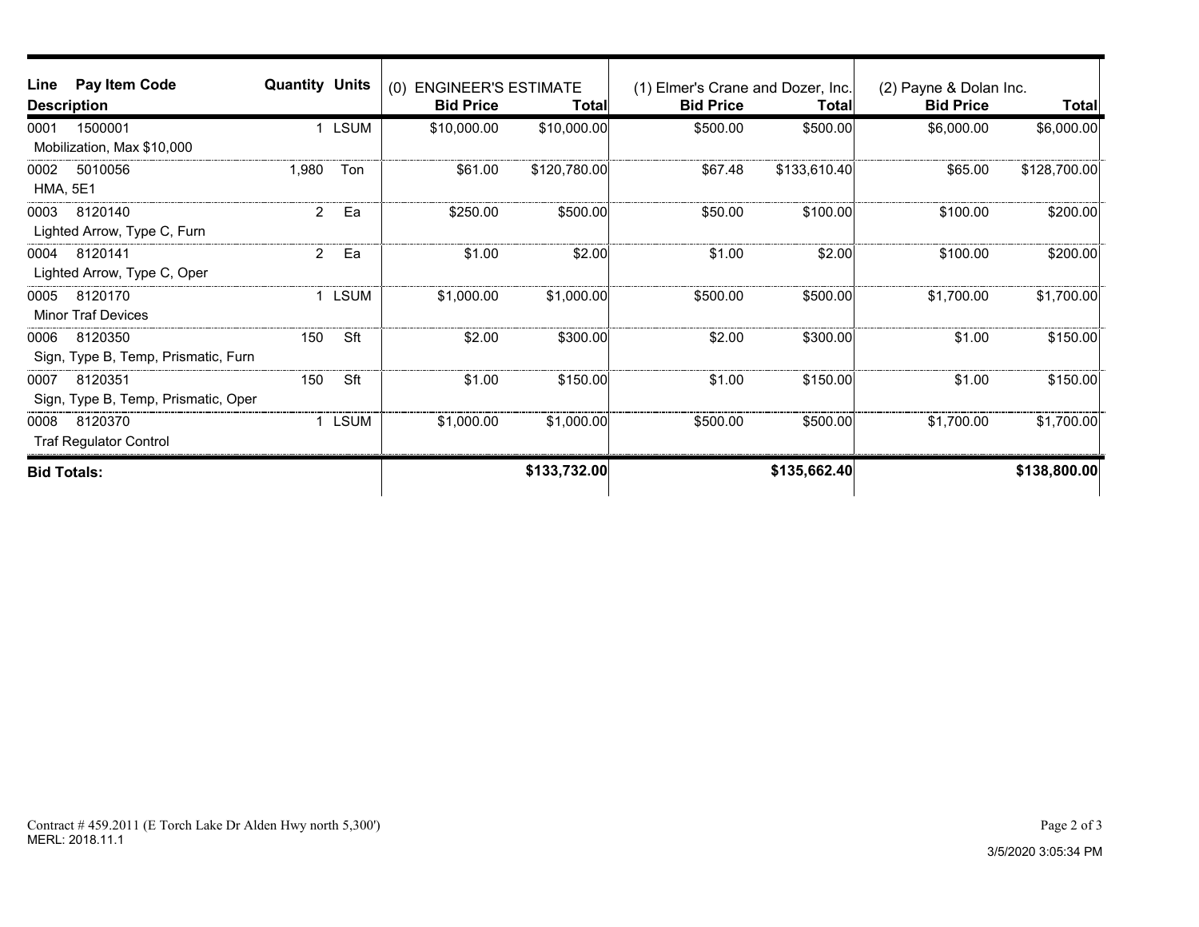| Line | Pay Item Code | Quantity | Units | (0) ENGINEER'S ESTIMATE | | (1) Elmer's Crane and Dozer, Inc. | | (2) Payne & Dolan Inc. | |
|---|---|---|---|---|---|---|---|---|---|
| Description | | | | Bid Price | Total | Bid Price | Total | Bid Price | Total |
| 0001 | 1500001<br>Mobilization, Max $10,000 | 1 | LSUM | $10,000.00 | $10,000.00 | $500.00 | $500.00 | $6,000.00 | $6,000.00 |
| 0002 | 5010056<br>HMA, 5E1 | 1,980 | Ton | $61.00 | $120,780.00 | $67.48 | $133,610.40 | $65.00 | $128,700.00 |
| 0003 | 8120140<br>Lighted Arrow, Type C, Furn | 2 | Ea | $250.00 | $500.00 | $50.00 | $100.00 | $100.00 | $200.00 |
| 0004 | 8120141<br>Lighted Arrow, Type C, Oper | 2 | Ea | $1.00 | $2.00 | $1.00 | $2.00 | $100.00 | $200.00 |
| 0005 | 8120170<br>Minor Traf Devices | 1 | LSUM | $1,000.00 | $1,000.00 | $500.00 | $500.00 | $1,700.00 | $1,700.00 |
| 0006 | 8120350<br>Sign, Type B, Temp, Prismatic, Furn | 150 | Sft | $2.00 | $300.00 | $2.00 | $300.00 | $1.00 | $150.00 |
| 0007 | 8120351<br>Sign, Type B, Temp, Prismatic, Oper | 150 | Sft | $1.00 | $150.00 | $1.00 | $150.00 | $1.00 | $150.00 |
| 0008 | 8120370<br>Traf Regulator Control | 1 | LSUM | $1,000.00 | $1,000.00 | $500.00 | $500.00 | $1,700.00 | $1,700.00 |
| **Bid Totals:** | | | | | **$133,732.00** | | **$135,662.40** | | **$138,800.00** |

Contract # 459.2011 (E Torch Lake Dr Alden Hwy north 5,300')
MERL: 2018.11.1

3/5/2020 3:05:34 PM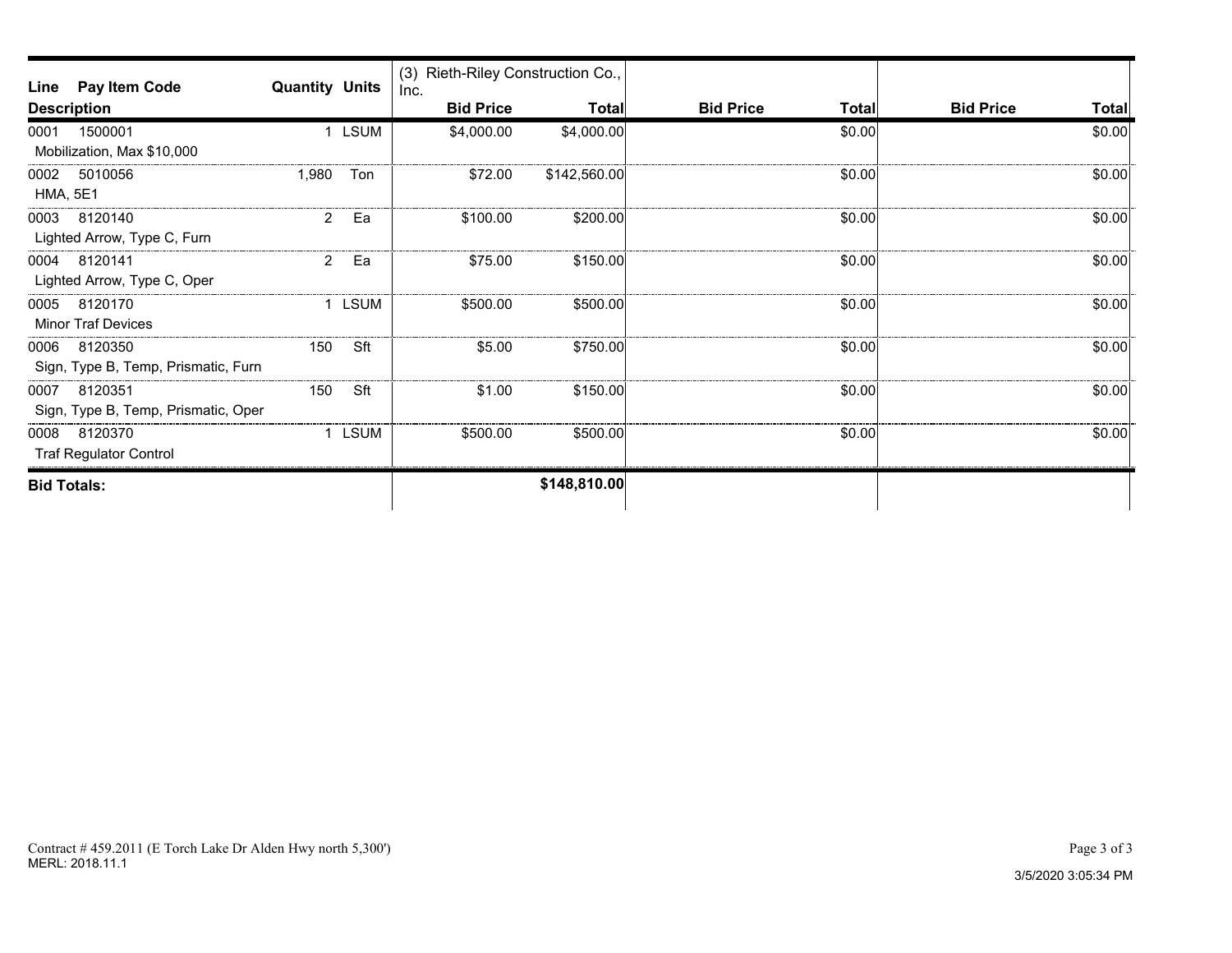| Line | Pay Item Code / Description | Quantity | Units | (3) Rieth-Riley Construction Co., Inc. Bid Price | Total | Bid Price | Total | Bid Price | Total |
|---|---|---|---|---|---|---|---|---|---|
| 0001 | 1500001 Mobilization, Max $10,000 | 1 | LSUM | $4,000.00 | $4,000.00 | | $0.00 | | $0.00 |
| 0002 | 5010056 HMA, 5E1 | 1,980 | Ton | $72.00 | $142,560.00 | | $0.00 | | $0.00 |
| 0003 | 8120140 Lighted Arrow, Type C, Furn | 2 | Ea | $100.00 | $200.00 | | $0.00 | | $0.00 |
| 0004 | 8120141 Lighted Arrow, Type C, Oper | 2 | Ea | $75.00 | $150.00 | | $0.00 | | $0.00 |
| 0005 | 8120170 Minor Traf Devices | 1 | LSUM | $500.00 | $500.00 | | $0.00 | | $0.00 |
| 0006 | 8120350 Sign, Type B, Temp, Prismatic, Furn | 150 | Sft | $5.00 | $750.00 | | $0.00 | | $0.00 |
| 0007 | 8120351 Sign, Type B, Temp, Prismatic, Oper | 150 | Sft | $1.00 | $150.00 | | $0.00 | | $0.00 |
| 0008 | 8120370 Traf Regulator Control | 1 | LSUM | $500.00 | $500.00 | | $0.00 | | $0.00 |
| **Bid Totals:** | | | | | **$148,810.00** | | | | |

Contract # 459.2011 (E Torch Lake Dr Alden Hwy north 5,300')
MERL: 2018.11.1

3/5/2020 3:05:34 PM